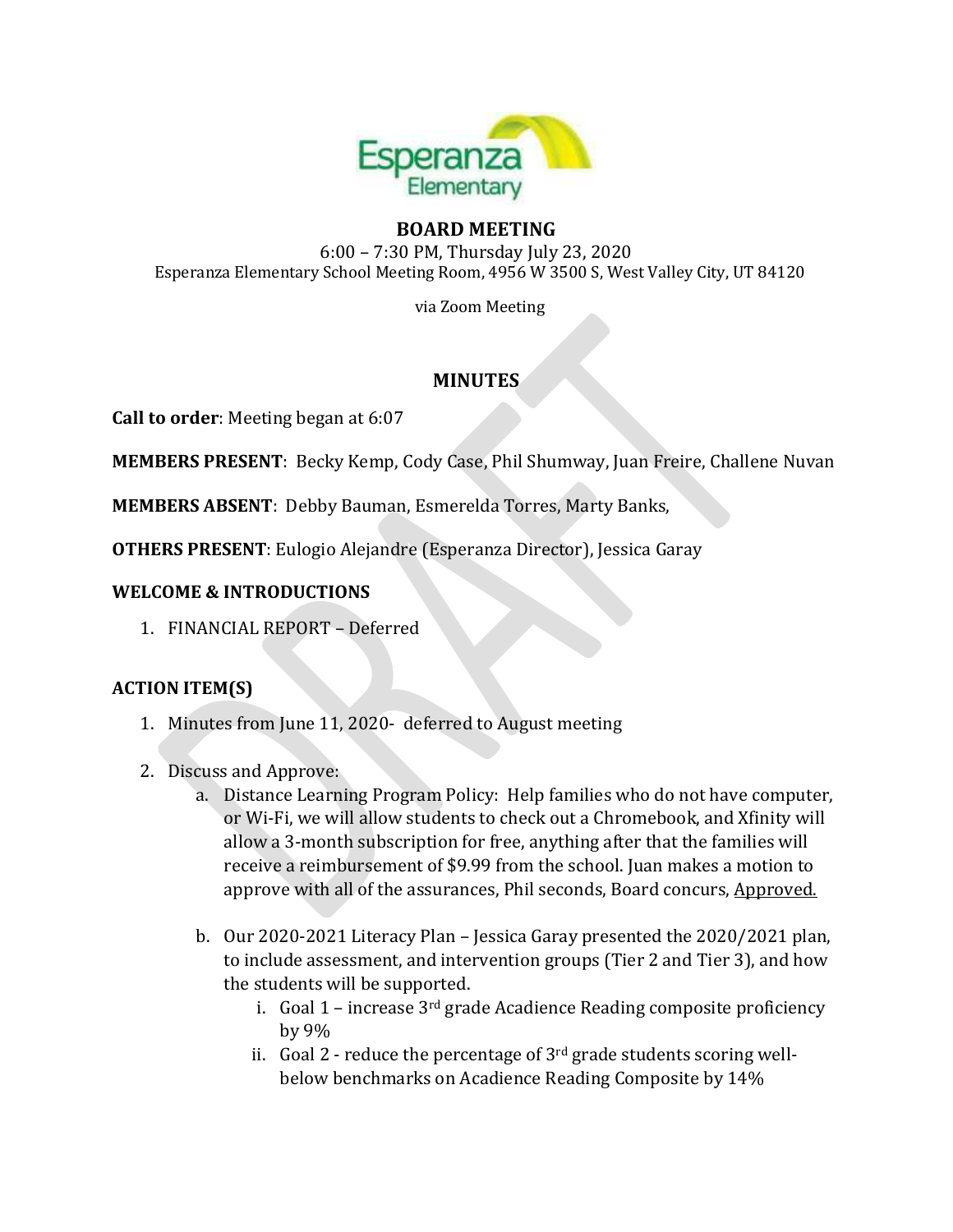# BOARD MEETING

6:00 – 7:30 PM, Thursday July 23, 2020
Esperanza Elementary School Meeting Room, 4956 W 3500 S, West Valley City, UT 84120

via Zoom Meeting

## MINUTES

**Call to order**: Meeting began at 6:07

**MEMBERS PRESENT**: Becky Kemp, Cody Case, Phil Shumway, Juan Freire, Challene Nuvan

**MEMBERS ABSENT**: Debby Bauman, Esmerelda Torres, Marty Banks,

**OTHERS PRESENT**: Eulogio Alejandre (Esperanza Director), Jessica Garay

### WELCOME & INTRODUCTIONS

1. FINANCIAL REPORT – Deferred

### ACTION ITEM(S)

1. Minutes from June 11, 2020- deferred to August meeting
2. Discuss and Approve:
   a. Distance Learning Program Policy: Help families who do not have computer, or Wi-Fi, we will allow students to check out a Chromebook, and Xfinity will allow a 3-month subscription for free, anything after that the families will receive a reimbursement of $9.99 from the school. Juan makes a motion to approve with all of the assurances, Phil seconds, Board concurs, Approved.

   b. Our 2020-2021 Literacy Plan – Jessica Garay presented the 2020/2021 plan, to include assessment, and intervention groups (Tier 2 and Tier 3), and how the students will be supported.
      i. Goal 1 – increase 3rd grade Acadience Reading composite proficiency by 9%
      ii. Goal 2 - reduce the percentage of 3rd grade students scoring well-below benchmarks on Acadience Reading Composite by 14%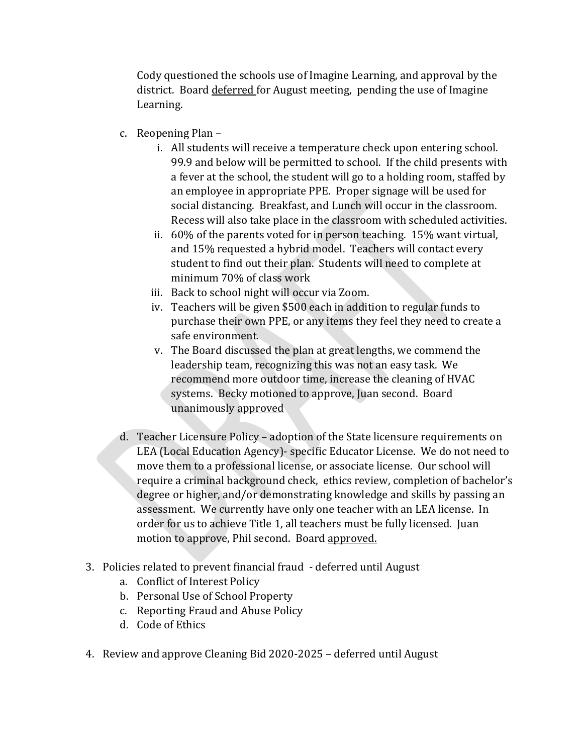Cody questioned the schools use of Imagine Learning, and approval by the district. Board deferred for August meeting, pending the use of Imagine Learning.

c. Reopening Plan –
   i. All students will receive a temperature check upon entering school. 99.9 and below will be permitted to school. If the child presents with a fever at the school, the student will go to a holding room, staffed by an employee in appropriate PPE. Proper signage will be used for social distancing. Breakfast, and Lunch will occur in the classroom. Recess will also take place in the classroom with scheduled activities.
   ii. 60% of the parents voted for in person teaching. 15% want virtual, and 15% requested a hybrid model. Teachers will contact every student to find out their plan. Students will need to complete at minimum 70% of class work
   iii. Back to school night will occur via Zoom.
   iv. Teachers will be given $500 each in addition to regular funds to purchase their own PPE, or any items they feel they need to create a safe environment.
   v. The Board discussed the plan at great lengths, we commend the leadership team, recognizing this was not an easy task. We recommend more outdoor time, increase the cleaning of HVAC systems. Becky motioned to approve, Juan second. Board unanimously approved

d. Teacher Licensure Policy – adoption of the State licensure requirements on LEA (Local Education Agency)- specific Educator License. We do not need to move them to a professional license, or associate license. Our school will require a criminal background check, ethics review, completion of bachelor's degree or higher, and/or demonstrating knowledge and skills by passing an assessment. We currently have only one teacher with an LEA license. In order for us to achieve Title 1, all teachers must be fully licensed. Juan motion to approve, Phil second. Board approved.

3. Policies related to prevent financial fraud - deferred until August
   a. Conflict of Interest Policy
   b. Personal Use of School Property
   c. Reporting Fraud and Abuse Policy
   d. Code of Ethics

4. Review and approve Cleaning Bid 2020-2025 – deferred until August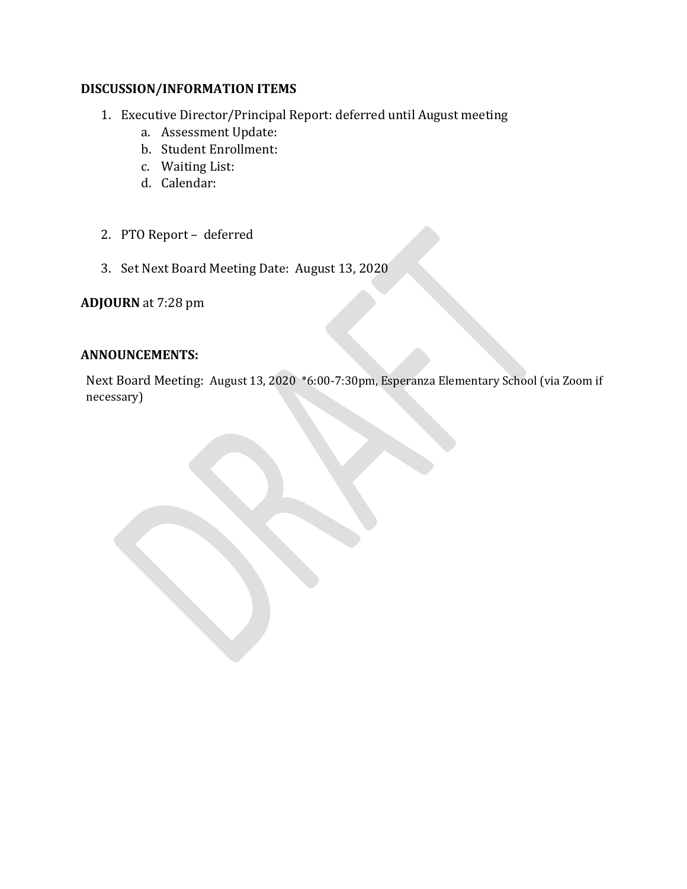**DISCUSSION/INFORMATION ITEMS**

1. Executive Director/Principal Report: deferred until August meeting
    a. Assessment Update:
    b. Student Enrollment:
    c. Waiting List:
    d. Calendar:

2. PTO Report – deferred

3. Set Next Board Meeting Date: August 13, 2020

**ADJOURN** at 7:28 pm

**ANNOUNCEMENTS:**

Next Board Meeting: August 13, 2020 *6:00-7:30pm, Esperanza Elementary School (via Zoom if necessary)